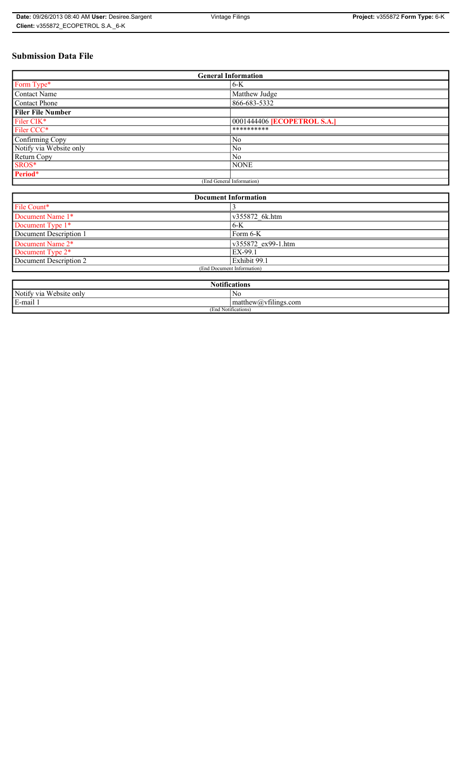# Submission Data File

| General Information | |
|---|---|
| Form Type* | 6-K |
| Contact Name | Matthew Judge |
| Contact Phone | 866-683-5332 |
| **Filer File Number** | |
| Filer CIK* | 0001444406 **[ECOPETROL S.A.]** |
| Filer CCC* | ********** |
| Confirming Copy | No |
| Notify via Website only | No |
| Return Copy | No |
| SROS* | NONE |
| **Period*** | |
| (End General Information) | |

| Document Information | |
|---|---|
| File Count* | 3 |
| Document Name 1* | v355872_6k.htm |
| Document Type 1* | 6-K |
| Document Description 1 | Form 6-K |
| Document Name 2* | v355872_ex99-1.htm |
| Document Type 2* | EX-99.1 |
| Document Description 2 | Exhibit 99.1 |
| (End Document Information) | |

| Notifications | |
|---|---|
| Notify via Website only | No |
| E-mail 1 | matthew@vfilings.com |
| (End Notifications) | |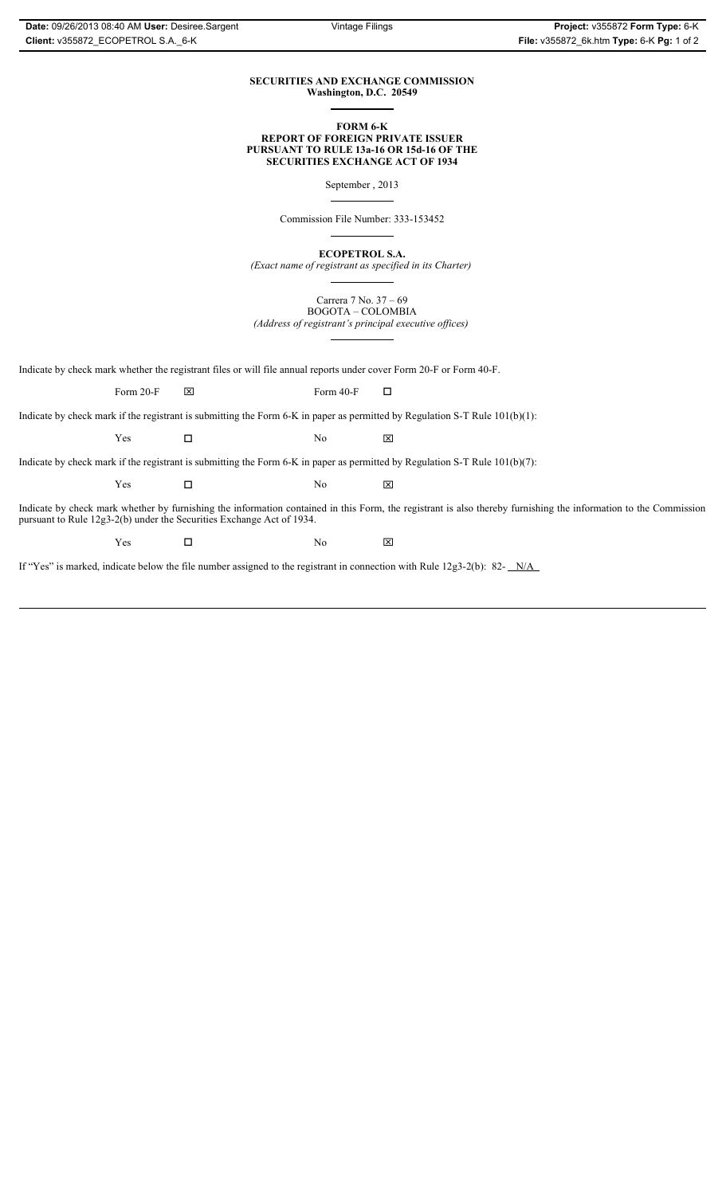**SECURITIES AND EXCHANGE COMMISSION**
**Washington, D.C. 20549**

**FORM 6-K**
**REPORT OF FOREIGN PRIVATE ISSUER**
**PURSUANT TO RULE 13a-16 OR 15d-16 OF THE**
**SECURITIES EXCHANGE ACT OF 1934**

September , 2013

Commission File Number: 333-153452

**ECOPETROL S.A.**
*(Exact name of registrant as specified in its Charter)*

Carrera 7 No. 37 – 69
BOGOTA – COLOMBIA
*(Address of registrant's principal executive offices)*

Indicate by check mark whether the registrant files or will file annual reports under cover Form 20-F or Form 40-F.

Form 20-F ☒ Form 40-F ☐

Indicate by check mark if the registrant is submitting the Form 6-K in paper as permitted by Regulation S-T Rule 101(b)(1):

Yes ☐ No ☒

Indicate by check mark if the registrant is submitting the Form 6-K in paper as permitted by Regulation S-T Rule 101(b)(7):

Yes ☐ No ☒

Indicate by check mark whether by furnishing the information contained in this Form, the registrant is also thereby furnishing the information to the Commission pursuant to Rule 12g3-2(b) under the Securities Exchange Act of 1934.

Yes ☐ No ☒

If "Yes" is marked, indicate below the file number assigned to the registrant in connection with Rule 12g3-2(b): 82- N/A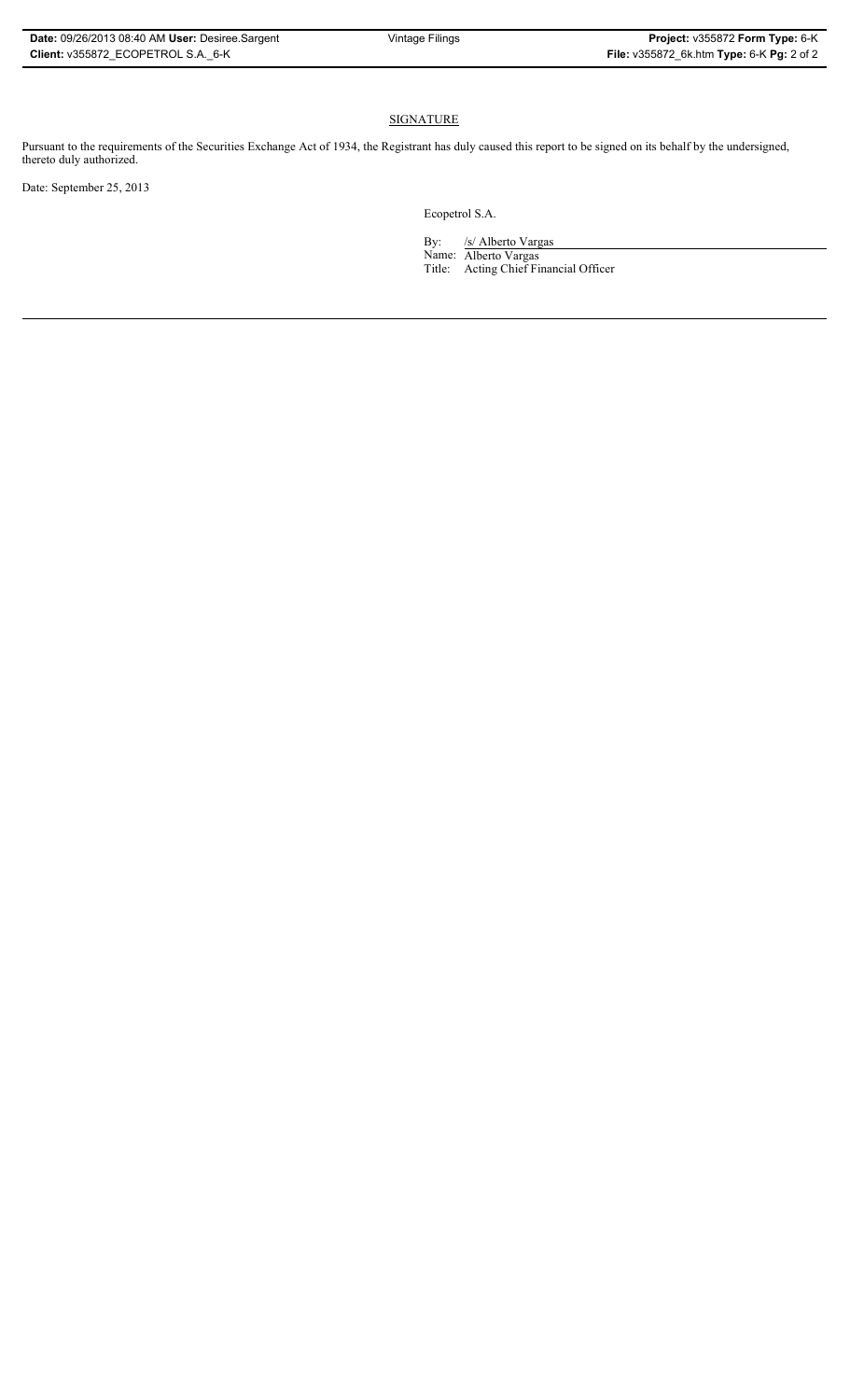## SIGNATURE

Pursuant to the requirements of the Securities Exchange Act of 1934, the Registrant has duly caused this report to be signed on its behalf by the undersigned, thereto duly authorized.

Date: September 25, 2013

Ecopetrol S.A.

By: /s/ Alberto Vargas

Name: Alberto Vargas

Title: Acting Chief Financial Officer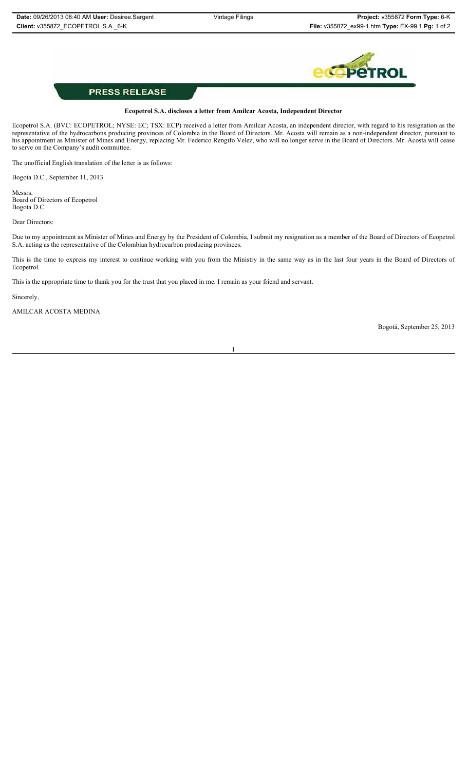## PRESS RELEASE

**Ecopetrol S.A. discloses a letter from Amilcar Acosta, Independent Director**

Ecopetrol S.A. (BVC: ECOPETROL; NYSE: EC; TSX: ECP) received a letter from Amilcar Acosta, an independent director, with regard to his resignation as the representative of the hydrocarbons producing provinces of Colombia in the Board of Directors. Mr. Acosta will remain as a non-independent director, pursuant to his appointment as Minister of Mines and Energy, replacing Mr. Federico Rengifo Velez, who will no longer serve in the Board of Directors. Mr. Acosta will cease to serve on the Company's audit committee.

The unofficial English translation of the letter is as follows:

Bogota D.C., September 11, 2013

Messrs.
Board of Directors of Ecopetrol
Bogota D.C.

Dear Directors:

Due to my appointment as Minister of Mines and Energy by the President of Colombia, I submit my resignation as a member of the Board of Directors of Ecopetrol S.A. acting as the representative of the Colombian hydrocarbon producing provinces.

This is the time to express my interest to continue working with you from the Ministry in the same way as in the last four years in the Board of Directors of Ecopetrol.

This is the appropriate time to thank you for the trust that you placed in me. I remain as your friend and servant.

Sincerely,

AMILCAR ACOSTA MEDINA

Bogotá, September 25, 2013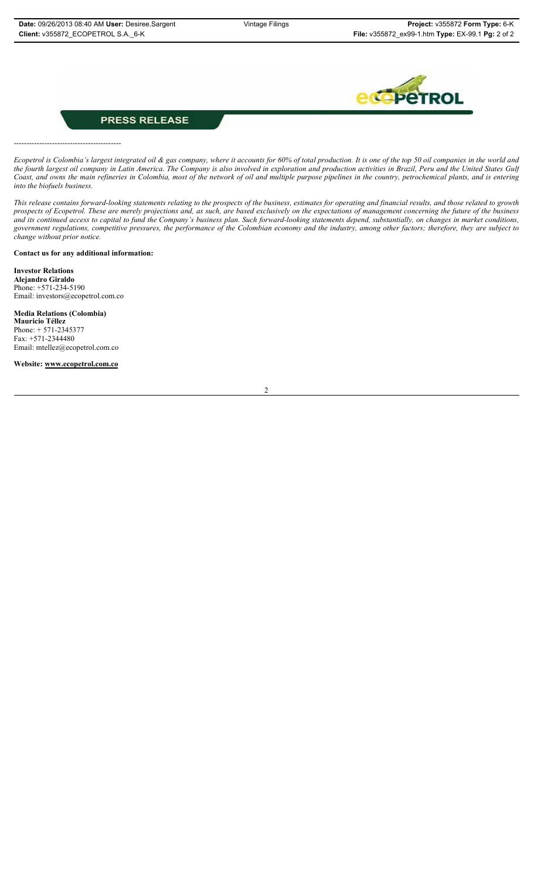PRESS RELEASE

------------------------------------------

*Ecopetrol is Colombia's largest integrated oil & gas company, where it accounts for 60% of total production. It is one of the top 50 oil companies in the world and the fourth largest oil company in Latin America. The Company is also involved in exploration and production activities in Brazil, Peru and the United States Gulf Coast, and owns the main refineries in Colombia, most of the network of oil and multiple purpose pipelines in the country, petrochemical plants, and is entering into the biofuels business.*

*This release contains forward-looking statements relating to the prospects of the business, estimates for operating and financial results, and those related to growth prospects of Ecopetrol. These are merely projections and, as such, are based exclusively on the expectations of management concerning the future of the business and its continued access to capital to fund the Company's business plan. Such forward-looking statements depend, substantially, on changes in market conditions, government regulations, competitive pressures, the performance of the Colombian economy and the industry, among other factors; therefore, they are subject to change without prior notice.*

**Contact us for any additional information:**

**Investor Relations**
**Alejandro Giraldo**
Phone: +571-234-5190
Email: investors@ecopetrol.com.co

**Media Relations (Colombia)**
**Mauricio Téllez**
Phone: + 571-2345377
Fax: +571-2344480
Email: mtellez@ecopetrol.com.co

**Website: www.ecopetrol.com.co**